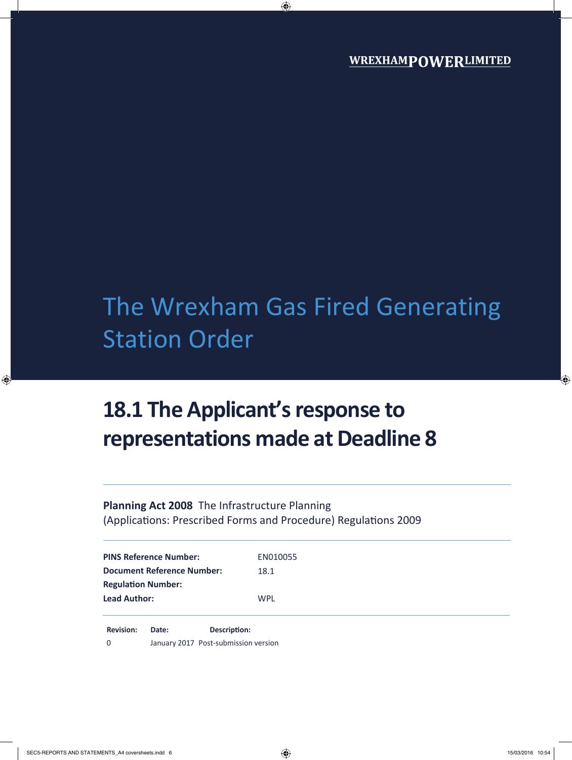WREXHAM POWER LIMITED

# The Wrexham Gas Fired Generating Station Order

## 18.1 The Applicant's response to representations made at Deadline 8

**Planning Act 2008** The Infrastructure Planning (Applications: Prescribed Forms and Procedure) Regulations 2009

| | |
|---|---|
| **PINS Reference Number:** | EN010055 |
| **Document Reference Number:** | 18.1 |
| **Regulation Number:** | |
| **Lead Author:** | WPL |

| Revision: | Date: | Description: |
|---|---|---|
| 0 | January 2017 | Post-submission version |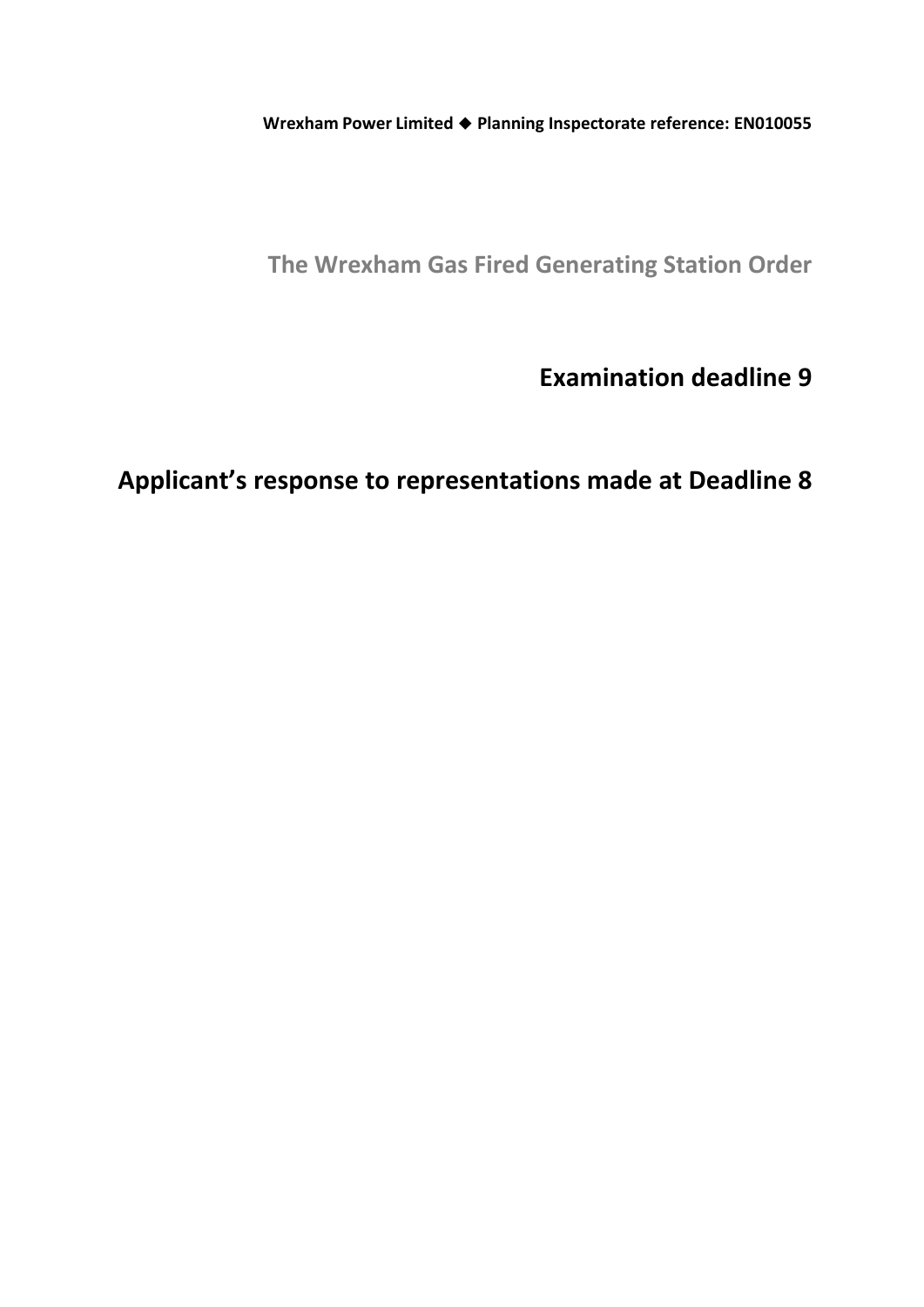**Wrexham Power Limited ◆ Planning Inspectorate reference: EN010055**

## The Wrexham Gas Fired Generating Station Order

# Examination deadline 9

# Applicant's response to representations made at Deadline 8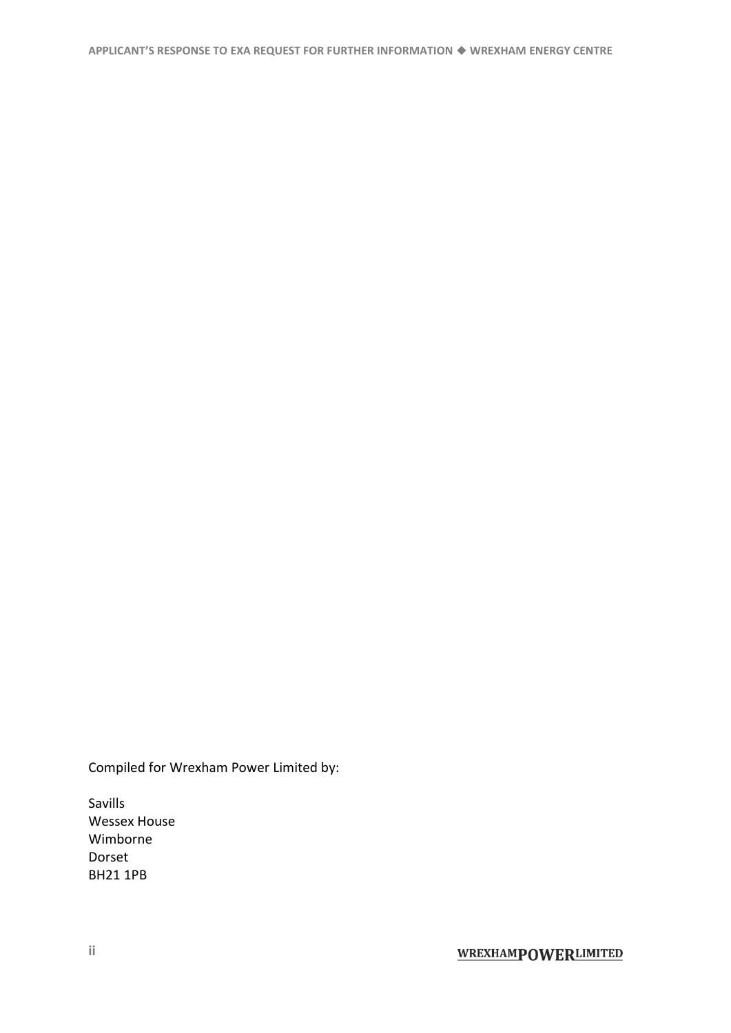Compiled for Wrexham Power Limited by:

Savills
Wessex House
Wimborne
Dorset
BH21 1PB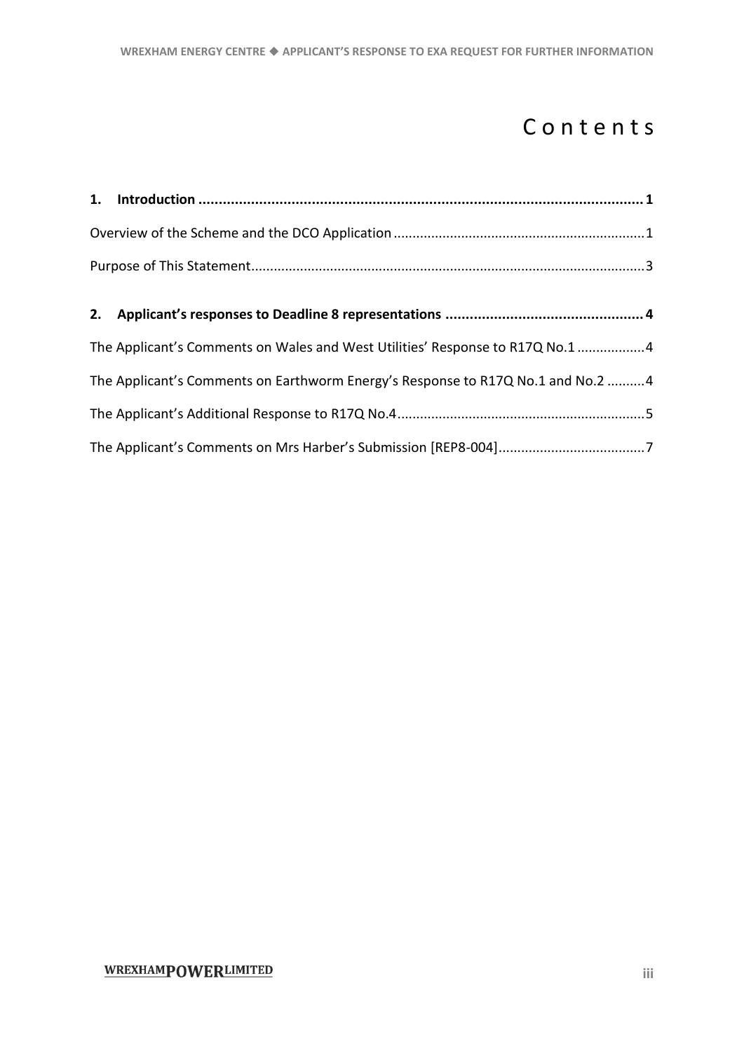# Contents

| | |
|---|---|
| **1. Introduction** | **1** |
| Overview of the Scheme and the DCO Application | 1 |
| Purpose of This Statement | 3 |
| **2. Applicant's responses to Deadline 8 representations** | **4** |
| The Applicant's Comments on Wales and West Utilities' Response to R17Q No.1 | 4 |
| The Applicant's Comments on Earthworm Energy's Response to R17Q No.1 and No.2 | 4 |
| The Applicant's Additional Response to R17Q No.4 | 5 |
| The Applicant's Comments on Mrs Harber's Submission [REP8-004] | 7 |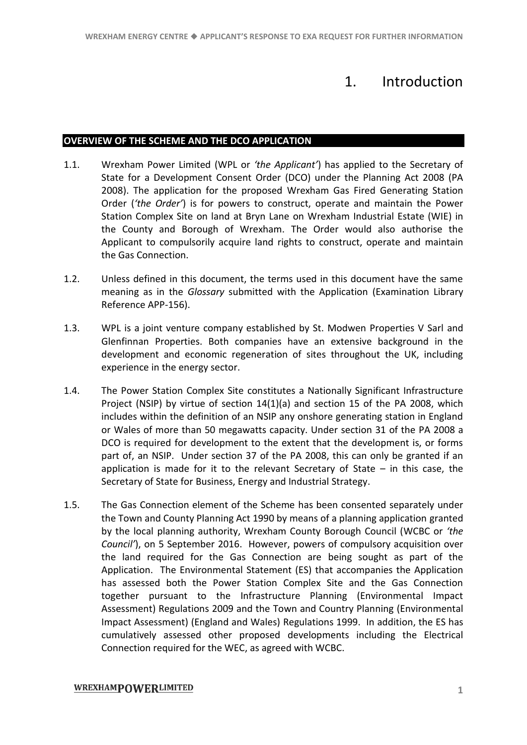# 1. Introduction

## OVERVIEW OF THE SCHEME AND THE DCO APPLICATION

1.1. Wrexham Power Limited (WPL or *'the Applicant'*) has applied to the Secretary of State for a Development Consent Order (DCO) under the Planning Act 2008 (PA 2008). The application for the proposed Wrexham Gas Fired Generating Station Order (*'the Order'*) is for powers to construct, operate and maintain the Power Station Complex Site on land at Bryn Lane on Wrexham Industrial Estate (WIE) in the County and Borough of Wrexham. The Order would also authorise the Applicant to compulsorily acquire land rights to construct, operate and maintain the Gas Connection.

1.2. Unless defined in this document, the terms used in this document have the same meaning as in the *Glossary* submitted with the Application (Examination Library Reference APP-156).

1.3. WPL is a joint venture company established by St. Modwen Properties V Sarl and Glenfinnan Properties. Both companies have an extensive background in the development and economic regeneration of sites throughout the UK, including experience in the energy sector.

1.4. The Power Station Complex Site constitutes a Nationally Significant Infrastructure Project (NSIP) by virtue of section 14(1)(a) and section 15 of the PA 2008, which includes within the definition of an NSIP any onshore generating station in England or Wales of more than 50 megawatts capacity. Under section 31 of the PA 2008 a DCO is required for development to the extent that the development is, or forms part of, an NSIP. Under section 37 of the PA 2008, this can only be granted if an application is made for it to the relevant Secretary of State – in this case, the Secretary of State for Business, Energy and Industrial Strategy.

1.5. The Gas Connection element of the Scheme has been consented separately under the Town and County Planning Act 1990 by means of a planning application granted by the local planning authority, Wrexham County Borough Council (WCBC or *'the Council'*), on 5 September 2016. However, powers of compulsory acquisition over the land required for the Gas Connection are being sought as part of the Application. The Environmental Statement (ES) that accompanies the Application has assessed both the Power Station Complex Site and the Gas Connection together pursuant to the Infrastructure Planning (Environmental Impact Assessment) Regulations 2009 and the Town and Country Planning (Environmental Impact Assessment) (England and Wales) Regulations 1999. In addition, the ES has cumulatively assessed other proposed developments including the Electrical Connection required for the WEC, as agreed with WCBC.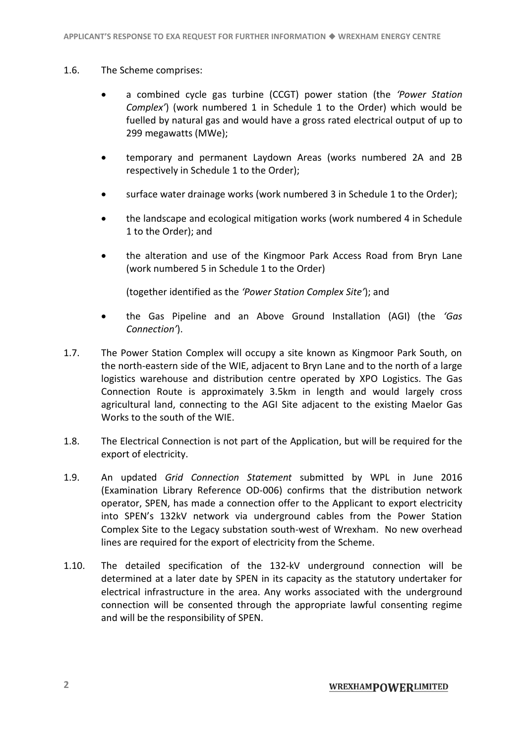1.6. The Scheme comprises:

- a combined cycle gas turbine (CCGT) power station (the *'Power Station Complex'*) (work numbered 1 in Schedule 1 to the Order) which would be fuelled by natural gas and would have a gross rated electrical output of up to 299 megawatts (MWe);
- temporary and permanent Laydown Areas (works numbered 2A and 2B respectively in Schedule 1 to the Order);
- surface water drainage works (work numbered 3 in Schedule 1 to the Order);
- the landscape and ecological mitigation works (work numbered 4 in Schedule 1 to the Order); and
- the alteration and use of the Kingmoor Park Access Road from Bryn Lane (work numbered 5 in Schedule 1 to the Order)

  (together identified as the *'Power Station Complex Site'*); and

- the Gas Pipeline and an Above Ground Installation (AGI) (the *'Gas Connection'*).

1.7. The Power Station Complex will occupy a site known as Kingmoor Park South, on the north-eastern side of the WIE, adjacent to Bryn Lane and to the north of a large logistics warehouse and distribution centre operated by XPO Logistics. The Gas Connection Route is approximately 3.5km in length and would largely cross agricultural land, connecting to the AGI Site adjacent to the existing Maelor Gas Works to the south of the WIE.

1.8. The Electrical Connection is not part of the Application, but will be required for the export of electricity.

1.9. An updated *Grid Connection Statement* submitted by WPL in June 2016 (Examination Library Reference OD-006) confirms that the distribution network operator, SPEN, has made a connection offer to the Applicant to export electricity into SPEN's 132kV network via underground cables from the Power Station Complex Site to the Legacy substation south-west of Wrexham. No new overhead lines are required for the export of electricity from the Scheme.

1.10. The detailed specification of the 132-kV underground connection will be determined at a later date by SPEN in its capacity as the statutory undertaker for electrical infrastructure in the area. Any works associated with the underground connection will be consented through the appropriate lawful consenting regime and will be the responsibility of SPEN.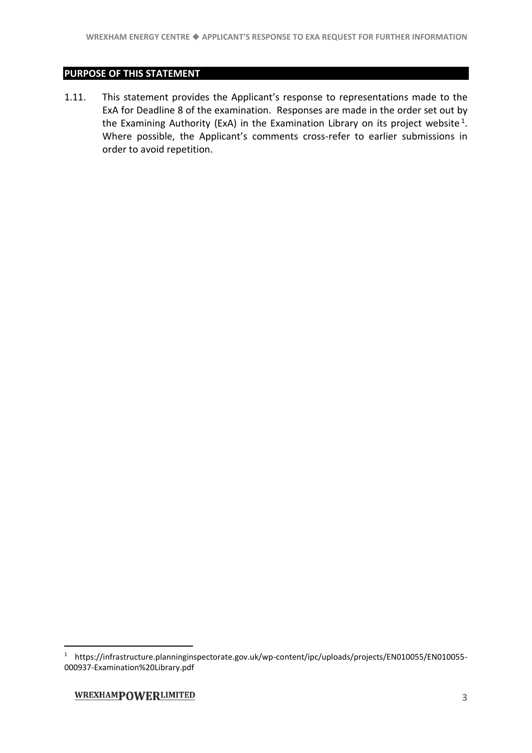## PURPOSE OF THIS STATEMENT

1.11. This statement provides the Applicant's response to representations made to the ExA for Deadline 8 of the examination. Responses are made in the order set out by the Examining Authority (ExA) in the Examination Library on its project website[1]. Where possible, the Applicant's comments cross-refer to earlier submissions in order to avoid repetition.

[1] https://infrastructure.planninginspectorate.gov.uk/wp-content/ipc/uploads/projects/EN010055/EN010055-000937-Examination%20Library.pdf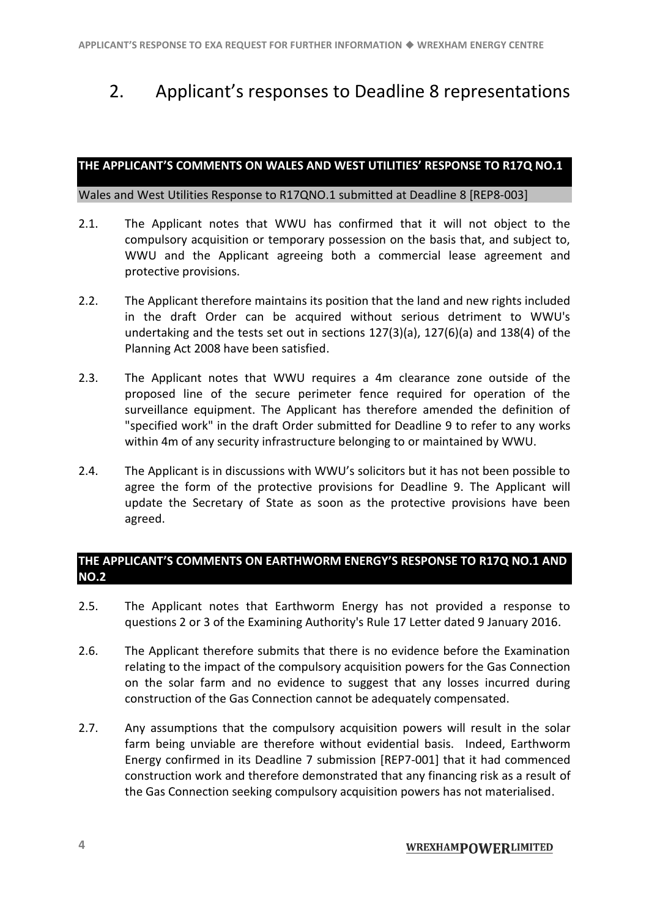# 2. Applicant's responses to Deadline 8 representations

### THE APPLICANT'S COMMENTS ON WALES AND WEST UTILITIES' RESPONSE TO R17Q NO.1

Wales and West Utilities Response to R17QNO.1 submitted at Deadline 8 [REP8-003]

2.1. The Applicant notes that WWU has confirmed that it will not object to the compulsory acquisition or temporary possession on the basis that, and subject to, WWU and the Applicant agreeing both a commercial lease agreement and protective provisions.

2.2. The Applicant therefore maintains its position that the land and new rights included in the draft Order can be acquired without serious detriment to WWU's undertaking and the tests set out in sections 127(3)(a), 127(6)(a) and 138(4) of the Planning Act 2008 have been satisfied.

2.3. The Applicant notes that WWU requires a 4m clearance zone outside of the proposed line of the secure perimeter fence required for operation of the surveillance equipment. The Applicant has therefore amended the definition of "specified work" in the draft Order submitted for Deadline 9 to refer to any works within 4m of any security infrastructure belonging to or maintained by WWU.

2.4. The Applicant is in discussions with WWU's solicitors but it has not been possible to agree the form of the protective provisions for Deadline 9. The Applicant will update the Secretary of State as soon as the protective provisions have been agreed.

### THE APPLICANT'S COMMENTS ON EARTHWORM ENERGY'S RESPONSE TO R17Q NO.1 AND NO.2

2.5. The Applicant notes that Earthworm Energy has not provided a response to questions 2 or 3 of the Examining Authority's Rule 17 Letter dated 9 January 2016.

2.6. The Applicant therefore submits that there is no evidence before the Examination relating to the impact of the compulsory acquisition powers for the Gas Connection on the solar farm and no evidence to suggest that any losses incurred during construction of the Gas Connection cannot be adequately compensated.

2.7. Any assumptions that the compulsory acquisition powers will result in the solar farm being unviable are therefore without evidential basis. Indeed, Earthworm Energy confirmed in its Deadline 7 submission [REP7-001] that it had commenced construction work and therefore demonstrated that any financing risk as a result of the Gas Connection seeking compulsory acquisition powers has not materialised.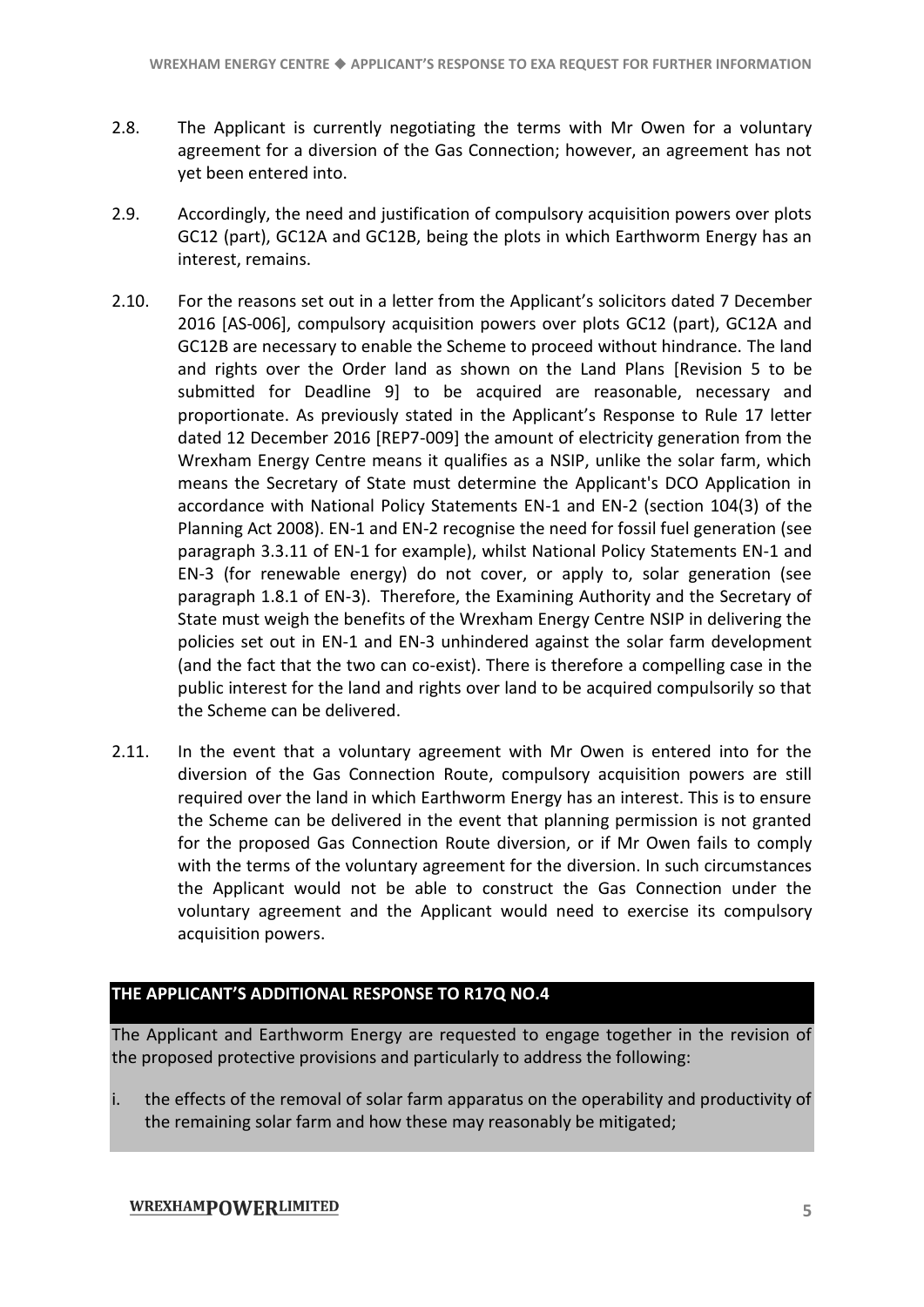2.8. The Applicant is currently negotiating the terms with Mr Owen for a voluntary agreement for a diversion of the Gas Connection; however, an agreement has not yet been entered into.

2.9. Accordingly, the need and justification of compulsory acquisition powers over plots GC12 (part), GC12A and GC12B, being the plots in which Earthworm Energy has an interest, remains.

2.10. For the reasons set out in a letter from the Applicant's solicitors dated 7 December 2016 [AS-006], compulsory acquisition powers over plots GC12 (part), GC12A and GC12B are necessary to enable the Scheme to proceed without hindrance. The land and rights over the Order land as shown on the Land Plans [Revision 5 to be submitted for Deadline 9] to be acquired are reasonable, necessary and proportionate. As previously stated in the Applicant's Response to Rule 17 letter dated 12 December 2016 [REP7-009] the amount of electricity generation from the Wrexham Energy Centre means it qualifies as a NSIP, unlike the solar farm, which means the Secretary of State must determine the Applicant's DCO Application in accordance with National Policy Statements EN-1 and EN-2 (section 104(3) of the Planning Act 2008). EN-1 and EN-2 recognise the need for fossil fuel generation (see paragraph 3.3.11 of EN-1 for example), whilst National Policy Statements EN-1 and EN-3 (for renewable energy) do not cover, or apply to, solar generation (see paragraph 1.8.1 of EN-3). Therefore, the Examining Authority and the Secretary of State must weigh the benefits of the Wrexham Energy Centre NSIP in delivering the policies set out in EN-1 and EN-3 unhindered against the solar farm development (and the fact that the two can co-exist). There is therefore a compelling case in the public interest for the land and rights over land to be acquired compulsorily so that the Scheme can be delivered.

2.11. In the event that a voluntary agreement with Mr Owen is entered into for the diversion of the Gas Connection Route, compulsory acquisition powers are still required over the land in which Earthworm Energy has an interest. This is to ensure the Scheme can be delivered in the event that planning permission is not granted for the proposed Gas Connection Route diversion, or if Mr Owen fails to comply with the terms of the voluntary agreement for the diversion. In such circumstances the Applicant would not be able to construct the Gas Connection under the voluntary agreement and the Applicant would need to exercise its compulsory acquisition powers.

## THE APPLICANT'S ADDITIONAL RESPONSE TO R17Q NO.4

The Applicant and Earthworm Energy are requested to engage together in the revision of the proposed protective provisions and particularly to address the following:

i. the effects of the removal of solar farm apparatus on the operability and productivity of the remaining solar farm and how these may reasonably be mitigated;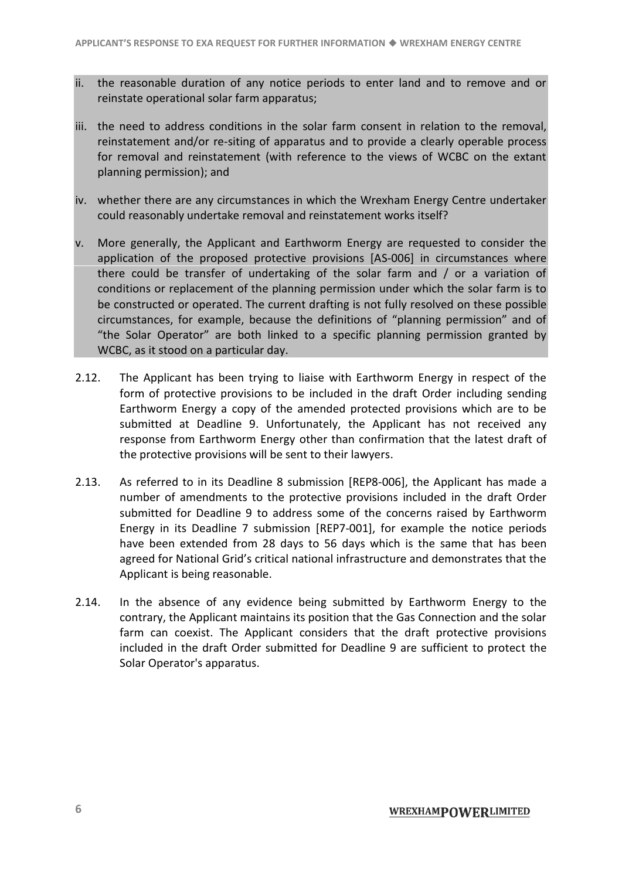ii. the reasonable duration of any notice periods to enter land and to remove and or reinstate operational solar farm apparatus;

iii. the need to address conditions in the solar farm consent in relation to the removal, reinstatement and/or re-siting of apparatus and to provide a clearly operable process for removal and reinstatement (with reference to the views of WCBC on the extant planning permission); and

iv. whether there are any circumstances in which the Wrexham Energy Centre undertaker could reasonably undertake removal and reinstatement works itself?

v. More generally, the Applicant and Earthworm Energy are requested to consider the application of the proposed protective provisions [AS-006] in circumstances where there could be transfer of undertaking of the solar farm and / or a variation of conditions or replacement of the planning permission under which the solar farm is to be constructed or operated. The current drafting is not fully resolved on these possible circumstances, for example, because the definitions of "planning permission" and of "the Solar Operator" are both linked to a specific planning permission granted by WCBC, as it stood on a particular day.

2.12. The Applicant has been trying to liaise with Earthworm Energy in respect of the form of protective provisions to be included in the draft Order including sending Earthworm Energy a copy of the amended protected provisions which are to be submitted at Deadline 9. Unfortunately, the Applicant has not received any response from Earthworm Energy other than confirmation that the latest draft of the protective provisions will be sent to their lawyers.

2.13. As referred to in its Deadline 8 submission [REP8-006], the Applicant has made a number of amendments to the protective provisions included in the draft Order submitted for Deadline 9 to address some of the concerns raised by Earthworm Energy in its Deadline 7 submission [REP7-001], for example the notice periods have been extended from 28 days to 56 days which is the same that has been agreed for National Grid's critical national infrastructure and demonstrates that the Applicant is being reasonable.

2.14. In the absence of any evidence being submitted by Earthworm Energy to the contrary, the Applicant maintains its position that the Gas Connection and the solar farm can coexist. The Applicant considers that the draft protective provisions included in the draft Order submitted for Deadline 9 are sufficient to protect the Solar Operator's apparatus.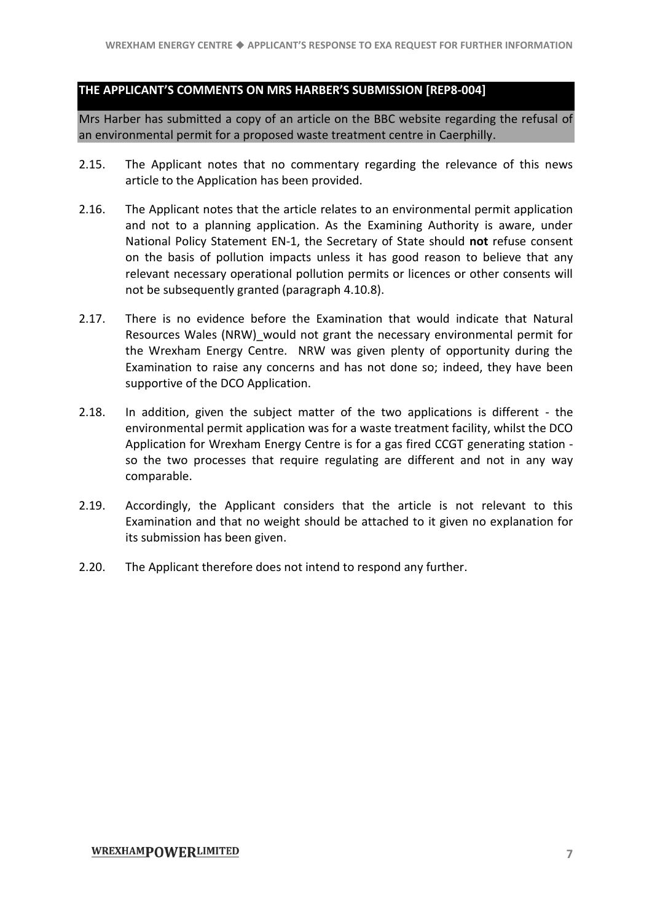## THE APPLICANT'S COMMENTS ON MRS HARBER'S SUBMISSION [REP8-004]

Mrs Harber has submitted a copy of an article on the BBC website regarding the refusal of an environmental permit for a proposed waste treatment centre in Caerphilly.

2.15. The Applicant notes that no commentary regarding the relevance of this news article to the Application has been provided.

2.16. The Applicant notes that the article relates to an environmental permit application and not to a planning application. As the Examining Authority is aware, under National Policy Statement EN-1, the Secretary of State should **not** refuse consent on the basis of pollution impacts unless it has good reason to believe that any relevant necessary operational pollution permits or licences or other consents will not be subsequently granted (paragraph 4.10.8).

2.17. There is no evidence before the Examination that would indicate that Natural Resources Wales (NRW)_would not grant the necessary environmental permit for the Wrexham Energy Centre. NRW was given plenty of opportunity during the Examination to raise any concerns and has not done so; indeed, they have been supportive of the DCO Application.

2.18. In addition, given the subject matter of the two applications is different - the environmental permit application was for a waste treatment facility, whilst the DCO Application for Wrexham Energy Centre is for a gas fired CCGT generating station - so the two processes that require regulating are different and not in any way comparable.

2.19. Accordingly, the Applicant considers that the article is not relevant to this Examination and that no weight should be attached to it given no explanation for its submission has been given.

2.20. The Applicant therefore does not intend to respond any further.